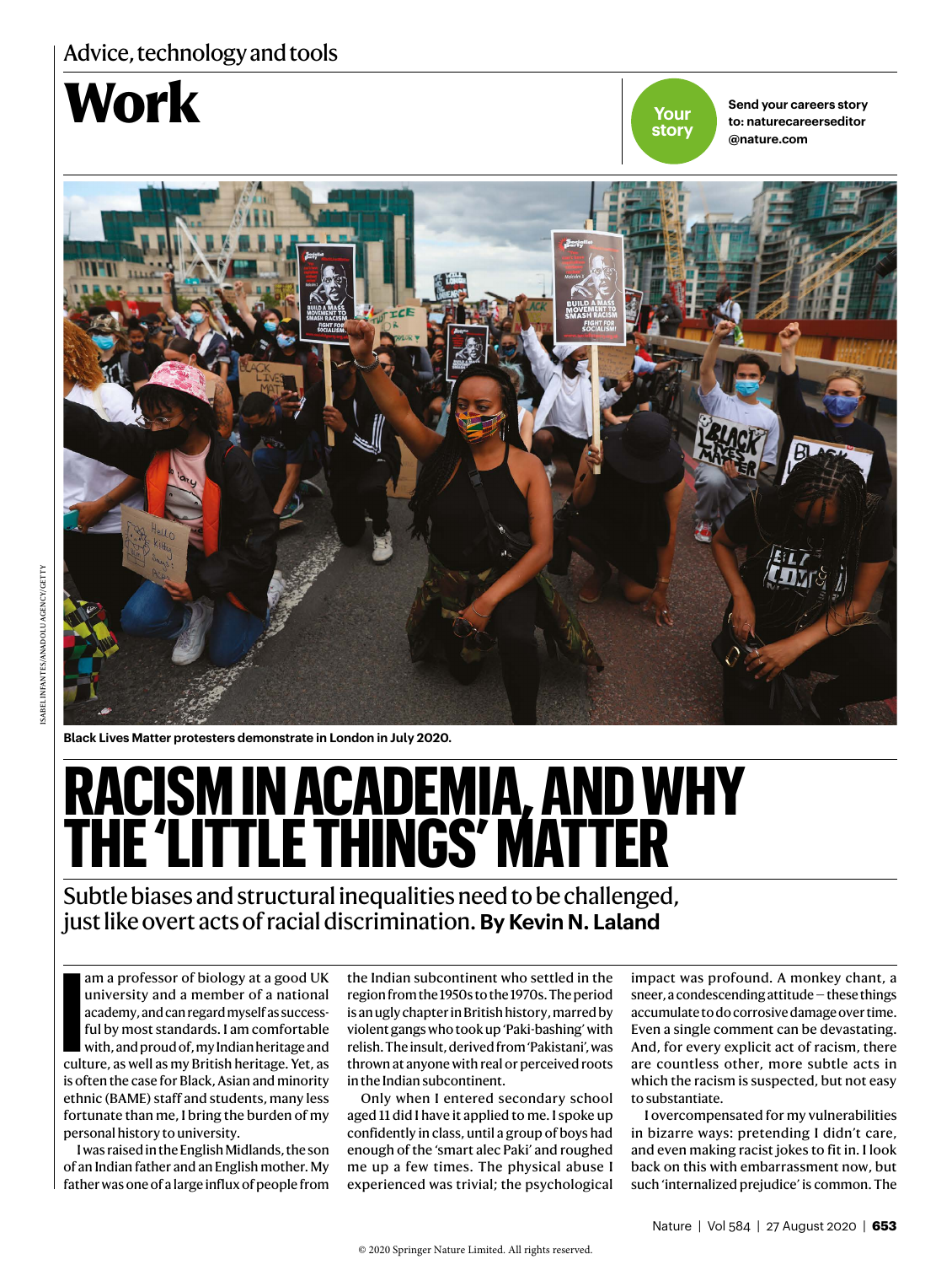Advice, technology and tools

# Work

**Your story** Send your careers story to: naturecareerseditor@nature.com

ISABEL INFANTES/ANADOLU AGENCY/GETTY

**Black Lives Matter protesters demonstrate in London in July 2020.**

# RACISM IN ACADEMIA, AND WHY THE 'LITTLE THINGS' MATTER

## Subtle biases and structural inequalities need to be challenged, just like overt acts of racial discrimination. By Kevin N. Laland

I am a professor of biology at a good UK university and a member of a national academy, and can regard myself as successful by most standards. I am comfortable with, and proud of, my Indian heritage and culture, as well as my British heritage. Yet, as is often the case for Black, Asian and minority ethnic (BAME) staff and students, many less fortunate than me, I bring the burden of my personal history to university.

I was raised in the English Midlands, the son of an Indian father and an English mother. My father was one of a large influx of people from the Indian subcontinent who settled in the region from the 1950s to the 1970s. The period is an ugly chapter in British history, marred by violent gangs who took up 'Paki-bashing' with relish. The insult, derived from 'Pakistani', was thrown at anyone with real or perceived roots in the Indian subcontinent.

Only when I entered secondary school aged 11 did I have it applied to me. I spoke up confidently in class, until a group of boys had enough of the 'smart alec Paki' and roughed me up a few times. The physical abuse I experienced was trivial; the psychological impact was profound. A monkey chant, a sneer, a condescending attitude — these things accumulate to do corrosive damage over time. Even a single comment can be devastating. And, for every explicit act of racism, there are countless other, more subtle acts in which the racism is suspected, but not easy to substantiate.

I overcompensated for my vulnerabilities in bizarre ways: pretending I didn't care, and even making racist jokes to fit in. I look back on this with embarrassment now, but such 'internalized prejudice' is common. The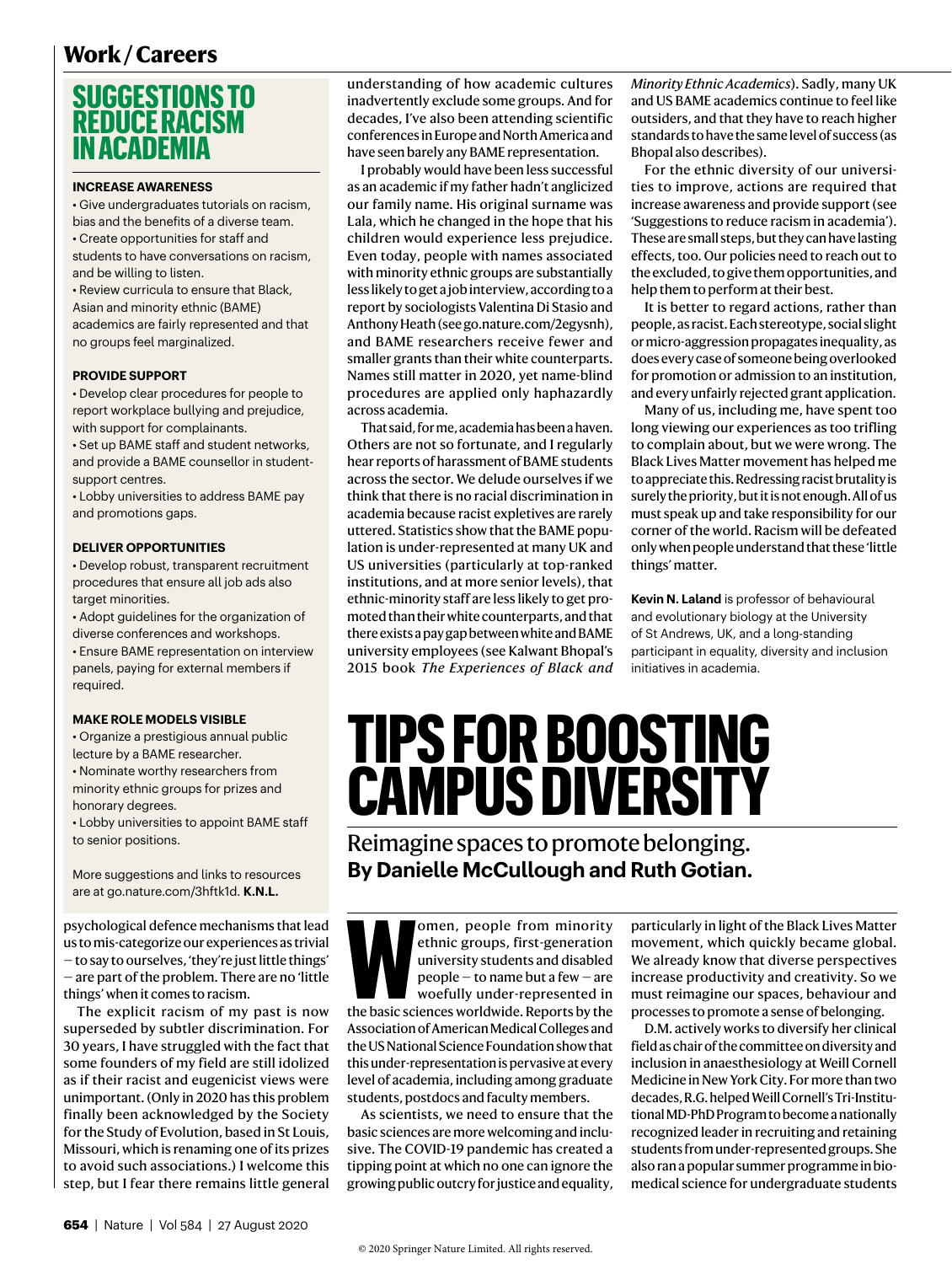## Work / Careers

### SUGGESTIONS TO REDUCE RACISM IN ACADEMIA

**INCREASE AWARENESS**

- Give undergraduates tutorials on racism, bias and the benefits of a diverse team.
- Create opportunities for staff and students to have conversations on racism, and be willing to listen.
- Review curricula to ensure that Black, Asian and minority ethnic (BAME) academics are fairly represented and that no groups feel marginalized.

**PROVIDE SUPPORT**

- Develop clear procedures for people to report workplace bullying and prejudice, with support for complainants.
- Set up BAME staff and student networks, and provide a BAME counsellor in student-support centres.
- Lobby universities to address BAME pay and promotions gaps.

**DELIVER OPPORTUNITIES**

- Develop robust, transparent recruitment procedures that ensure all job ads also target minorities.
- Adopt guidelines for the organization of diverse conferences and workshops.
- Ensure BAME representation on interview panels, paying for external members if required.

**MAKE ROLE MODELS VISIBLE**

- Organize a prestigious annual public lecture by a BAME researcher.
- Nominate worthy researchers from minority ethnic groups for prizes and honorary degrees.
- Lobby universities to appoint BAME staff to senior positions.

More suggestions and links to resources are at go.nature.com/3hftk1d. **K.N.L.**

psychological defence mechanisms that lead us to mis-categorize our experiences as trivial — to say to ourselves, 'they're just little things' — are part of the problem. There are no 'little things' when it comes to racism.

The explicit racism of my past is now superseded by subtler discrimination. For 30 years, I have struggled with the fact that some founders of my field are still idolized as if their racist and eugenicist views were unimportant. (Only in 2020 has this problem finally been acknowledged by the Society for the Study of Evolution, based in St Louis, Missouri, which is renaming one of its prizes to avoid such associations.) I welcome this step, but I fear there remains little general understanding of how academic cultures inadvertently exclude some groups. And for decades, I've also been attending scientific conferences in Europe and North America and have seen barely any BAME representation.

I probably would have been less successful as an academic if my father hadn't anglicized our family name. His original surname was Lala, which he changed in the hope that his children would experience less prejudice. Even today, people with names associated with minority ethnic groups are substantially less likely to get a job interview, according to a report by sociologists Valentina Di Stasio and Anthony Heath (see go.nature.com/2egysnh), and BAME researchers receive fewer and smaller grants than their white counterparts. Names still matter in 2020, yet name-blind procedures are applied only haphazardly across academia.

That said, for me, academia has been a haven. Others are not so fortunate, and I regularly hear reports of harassment of BAME students across the sector. We delude ourselves if we think that there is no racial discrimination in academia because racist expletives are rarely uttered. Statistics show that the BAME population is under-represented at many UK and US universities (particularly at top-ranked institutions, and at more senior levels), that ethnic-minority staff are less likely to get promoted than their white counterparts, and that there exists a pay gap between white and BAME university employees (see Kalwant Bhopal's 2015 book *The Experiences of Black and Minority Ethnic Academics*). Sadly, many UK and US BAME academics continue to feel like outsiders, and that they have to reach higher standards to have the same level of success (as Bhopal also describes).

For the ethnic diversity of our universities to improve, actions are required that increase awareness and provide support (see 'Suggestions to reduce racism in academia'). These are small steps, but they can have lasting effects, too. Our policies need to reach out to the excluded, to give them opportunities, and help them to perform at their best.

It is better to regard actions, rather than people, as racist. Each stereotype, social slight or micro-aggression propagates inequality, as does every case of someone being overlooked for promotion or admission to an institution, and every unfairly rejected grant application.

Many of us, including me, have spent too long viewing our experiences as too trifling to complain about, but we were wrong. The Black Lives Matter movement has helped me to appreciate this. Redressing racist brutality is surely the priority, but it is not enough. All of us must speak up and take responsibility for our corner of the world. Racism will be defeated only when people understand that these 'little things' matter.

**Kevin N. Laland** is professor of behavioural and evolutionary biology at the University of St Andrews, UK, and a long-standing participant in equality, diversity and inclusion initiatives in academia.

# TIPS FOR BOOSTING CAMPUS DIVERSITY

Reimagine spaces to promote belonging.
**By Danielle McCullough and Ruth Gotian.**

Women, people from minority ethnic groups, first-generation university students and disabled people — to name but a few — are woefully under-represented in the basic sciences worldwide. Reports by the Association of American Medical Colleges and the US National Science Foundation show that this under-representation is pervasive at every level of academia, including among graduate students, postdocs and faculty members.

As scientists, we need to ensure that the basic sciences are more welcoming and inclusive. The COVID-19 pandemic has created a tipping point at which no one can ignore the growing public outcry for justice and equality, particularly in light of the Black Lives Matter movement, which quickly became global. We already know that diverse perspectives increase productivity and creativity. So we must reimagine our spaces, behaviour and processes to promote a sense of belonging.

D.M. actively works to diversify her clinical field as chair of the committee on diversity and inclusion in anaesthesiology at Weill Cornell Medicine in New York City. For more than two decades, R.G. helped Weill Cornell's Tri-Institutional MD-PhD Program to become a nationally recognized leader in recruiting and retaining students from under-represented groups. She also ran a popular summer programme in biomedical science for undergraduate students